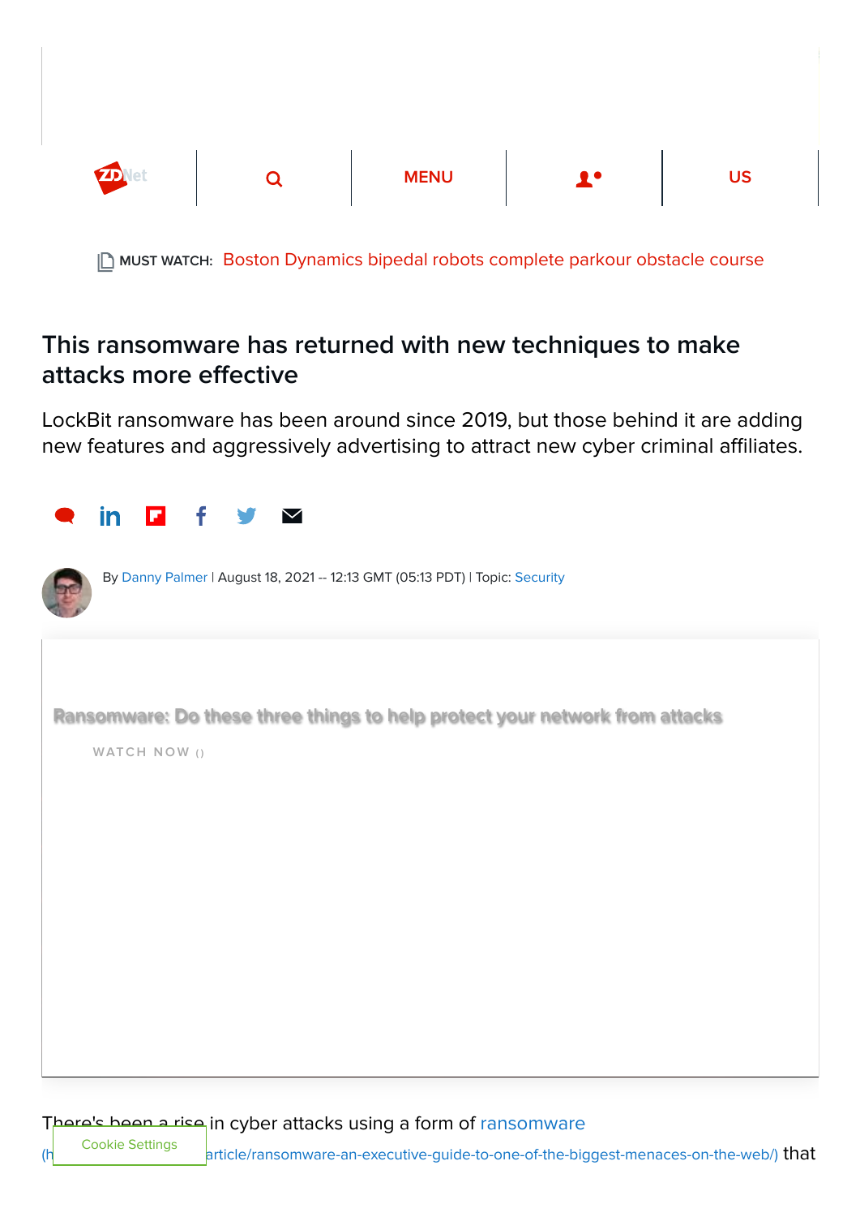MUST WATCH: Boston Dynamics bipedal robots complete parkour obstacle course

# This ransomware has returned with new techniques to make attacks more effective

LockBit ransomware has been around since 2019, but those behind it are adding new features and aggressively advertising to attract new cyber criminal affiliates.

By Danny Palmer | August 18, 2021 -- 12:13 GMT (05:13 PDT) | Topic: Security

Ransomware: Do these three things to help protect your network from attacks

WATCH NOW ()

There's been a rise in cyber attacks using a form of ransomware (h...article/ransomware-an-executive-guide-to-one-of-the-biggest-menaces-on-the-web/) that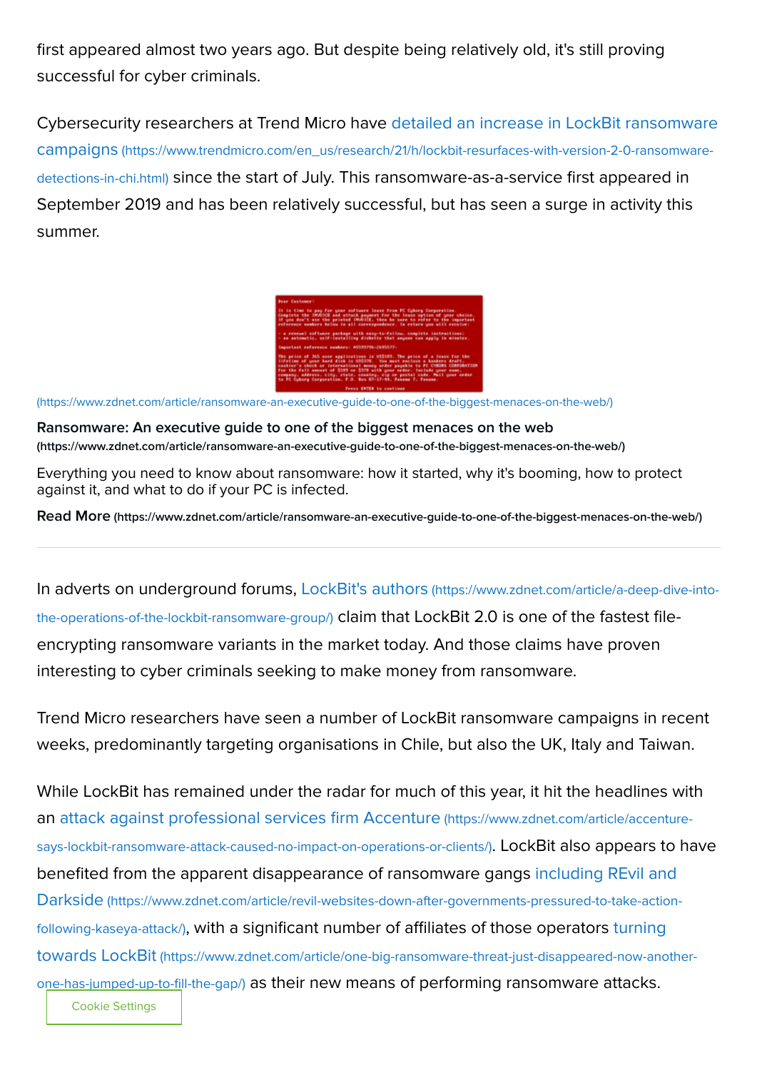first appeared almost two years ago. But despite being relatively old, it's still proving successful for cyber criminals.

Cybersecurity researchers at Trend Micro have detailed an increase in LockBit ransomware campaigns (https://www.trendmicro.com/en_us/research/21/h/lockbit-resurfaces-with-version-2-0-ransomware-detections-in-chi.html) since the start of July. This ransomware-as-a-service first appeared in September 2019 and has been relatively successful, but has seen a surge in activity this summer.

(https://www.zdnet.com/article/ransomware-an-executive-guide-to-one-of-the-biggest-menaces-on-the-web/)

**Ransomware: An executive guide to one of the biggest menaces on the web (https://www.zdnet.com/article/ransomware-an-executive-guide-to-one-of-the-biggest-menaces-on-the-web/)**

Everything you need to know about ransomware: how it started, why it's booming, how to protect against it, and what to do if your PC is infected.

**Read More** (https://www.zdnet.com/article/ransomware-an-executive-guide-to-one-of-the-biggest-menaces-on-the-web/)

---

In adverts on underground forums, LockBit's authors (https://www.zdnet.com/article/a-deep-dive-into-the-operations-of-the-lockbit-ransomware-group/) claim that LockBit 2.0 is one of the fastest file-encrypting ransomware variants in the market today. And those claims have proven interesting to cyber criminals seeking to make money from ransomware.

Trend Micro researchers have seen a number of LockBit ransomware campaigns in recent weeks, predominantly targeting organisations in Chile, but also the UK, Italy and Taiwan.

While LockBit has remained under the radar for much of this year, it hit the headlines with an attack against professional services firm Accenture (https://www.zdnet.com/article/accenture-says-lockbit-ransomware-attack-caused-no-impact-on-operations-or-clients/). LockBit also appears to have benefited from the apparent disappearance of ransomware gangs including REvil and Darkside (https://www.zdnet.com/article/revil-websites-down-after-governments-pressured-to-take-action-following-kaseya-attack/), with a significant number of affiliates of those operators turning towards LockBit (https://www.zdnet.com/article/one-big-ransomware-threat-just-disappeared-now-another-one-has-jumped-up-to-fill-the-gap/) as their new means of performing ransomware attacks.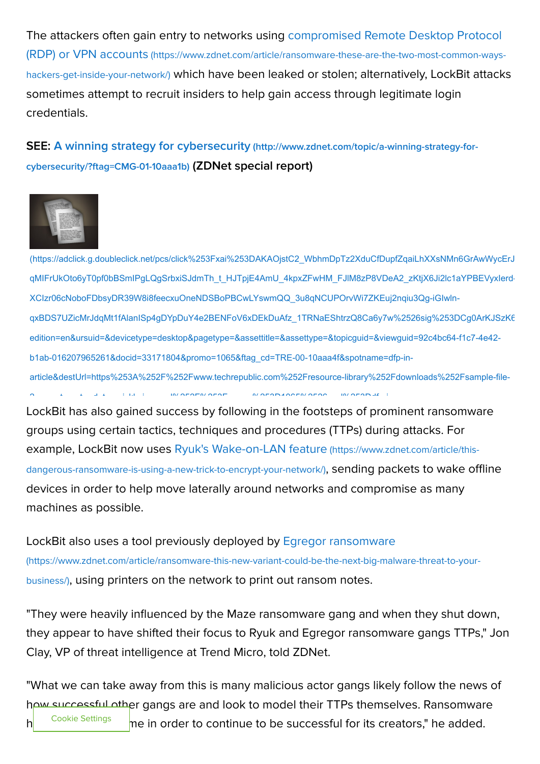The attackers often gain entry to networks using compromised Remote Desktop Protocol (RDP) or VPN accounts (https://www.zdnet.com/article/ransomware-these-are-the-two-most-common-ways-hackers-get-inside-your-network/) which have been leaked or stolen; alternatively, LockBit attacks sometimes attempt to recruit insiders to help gain access through legitimate login credentials.

**SEE: A winning strategy for cybersecurity (http://www.zdnet.com/topic/a-winning-strategy-for-cybersecurity/?ftag=CMG-01-10aaa1b) (ZDNet special report)**

(https://adclick.g.doubleclick.net/pcs/click%253Fxai%253DAKAOjstC2_WbhmDpTz2XduCfDupfZqaiLhXXsNMn6GrAwWycErJ qMIFrUkOto6yT0pf0bBSmIPgLQgSrbxiSJdmTh_t_HJTpjE4AmU_4kpxZFwHM_FJlM8zP8VDeA2_zKtjX6Ji2lc1aYPBEVyxIerd XClzr06cNoboFDbsyDR39W8i8feecxuOneNDSBoPBCwLYswmQQ_3u8qNCUPOrvWi7ZKEuj2nqiu3Qg-iGlwln-qxBDS7UZicMrJdqMt1fAlanlSp4gDYpDuY4e2BENFoV6xDEkDuAfz_1TRNaEShtrzQ8Ca6y7w%2526sig%253DCg0ArKJSzK6 edition=en&ursuid=&devicetype=desktop&pagetype=&assettitle=&assettype=&topicguid=&viewguid=92c4bc64-f1c7-4e42-b1ab-016207965261&docid=33171804&promo=1065&ftag_cd=TRE-00-10aaa4f&spotname=dfp-in-article&destUrl=https%253A%252F%252Fwww.techrepublic.com%252Fresource-library%252Fdownloads%252Fsample-file-

LockBit has also gained success by following in the footsteps of prominent ransomware groups using certain tactics, techniques and procedures (TTPs) during attacks. For example, LockBit now uses Ryuk's Wake-on-LAN feature (https://www.zdnet.com/article/this-dangerous-ransomware-is-using-a-new-trick-to-encrypt-your-network/), sending packets to wake offline devices in order to help move laterally around networks and compromise as many machines as possible.

LockBit also uses a tool previously deployed by Egregor ransomware (https://www.zdnet.com/article/ransomware-this-new-variant-could-be-the-next-big-malware-threat-to-your-business/), using printers on the network to print out ransom notes.

"They were heavily influenced by the Maze ransomware gang and when they shut down, they appear to have shifted their focus to Ryuk and Egregor ransomware gangs TTPs," Jon Clay, VP of threat intelligence at Trend Micro, told ZDNet.

"What we can take away from this is many malicious actor gangs likely follow the news of how successful other gangs are and look to model their TTPs themselves. Ransomware h[...]me in order to continue to be successful for its creators," he added.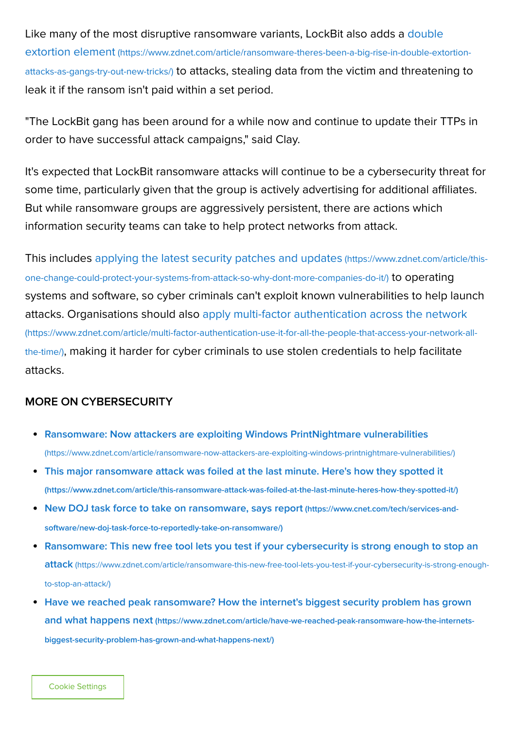Like many of the most disruptive ransomware variants, LockBit also adds a double extortion element (https://www.zdnet.com/article/ransomware-theres-been-a-big-rise-in-double-extortion-attacks-as-gangs-try-out-new-tricks/) to attacks, stealing data from the victim and threatening to leak it if the ransom isn't paid within a set period.

"The LockBit gang has been around for a while now and continue to update their TTPs in order to have successful attack campaigns," said Clay.

It's expected that LockBit ransomware attacks will continue to be a cybersecurity threat for some time, particularly given that the group is actively advertising for additional affiliates. But while ransomware groups are aggressively persistent, there are actions which information security teams can take to help protect networks from attack.

This includes applying the latest security patches and updates (https://www.zdnet.com/article/this-one-change-could-protect-your-systems-from-attack-so-why-dont-more-companies-do-it/) to operating systems and software, so cyber criminals can't exploit known vulnerabilities to help launch attacks. Organisations should also apply multi-factor authentication across the network (https://www.zdnet.com/article/multi-factor-authentication-use-it-for-all-the-people-that-access-your-network-all-the-time/), making it harder for cyber criminals to use stolen credentials to help facilitate attacks.

## MORE ON CYBERSECURITY

- **Ransomware: Now attackers are exploiting Windows PrintNightmare vulnerabilities** (https://www.zdnet.com/article/ransomware-now-attackers-are-exploiting-windows-printnightmare-vulnerabilities/)
- **This major ransomware attack was foiled at the last minute. Here's how they spotted it** (https://www.zdnet.com/article/this-ransomware-attack-was-foiled-at-the-last-minute-heres-how-they-spotted-it/)
- **New DOJ task force to take on ransomware, says report** (https://www.cnet.com/tech/services-and-software/new-doj-task-force-to-reportedly-take-on-ransomware/)
- **Ransomware: This new free tool lets you test if your cybersecurity is strong enough to stop an attack** (https://www.zdnet.com/article/ransomware-this-new-free-tool-lets-you-test-if-your-cybersecurity-is-strong-enough-to-stop-an-attack/)
- **Have we reached peak ransomware? How the internet's biggest security problem has grown and what happens next** (https://www.zdnet.com/article/have-we-reached-peak-ransomware-how-the-internets-biggest-security-problem-has-grown-and-what-happens-next/)

Cookie Settings